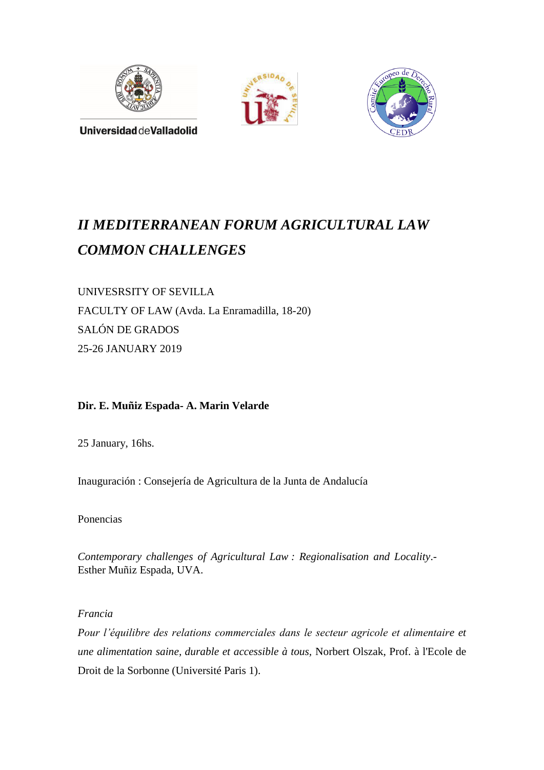# *II MEDITERRANEAN FORUM AGRICULTURAL LAW COMMON CHALLENGES*

UNIVESRSITY OF SEVILLA
FACULTY OF LAW (Avda. La Enramadilla, 18-20)
SALÓN DE GRADOS
25-26 JANUARY 2019

**Dir. E. Muñiz Espada- A. Marin Velarde**

25 January, 16hs.

Inauguración : Consejería de Agricultura de la Junta de Andalucía

Ponencias

*Contemporary challenges of Agricultural Law : Regionalisation and Locality*.- Esther Muñiz Espada, UVA.

*Francia*
*Pour l'équilibre des relations commerciales dans le secteur agricole et alimentaire et une alimentation saine, durable et accessible à tous,* Norbert Olszak, Prof. à l'Ecole de Droit de la Sorbonne (Université Paris 1).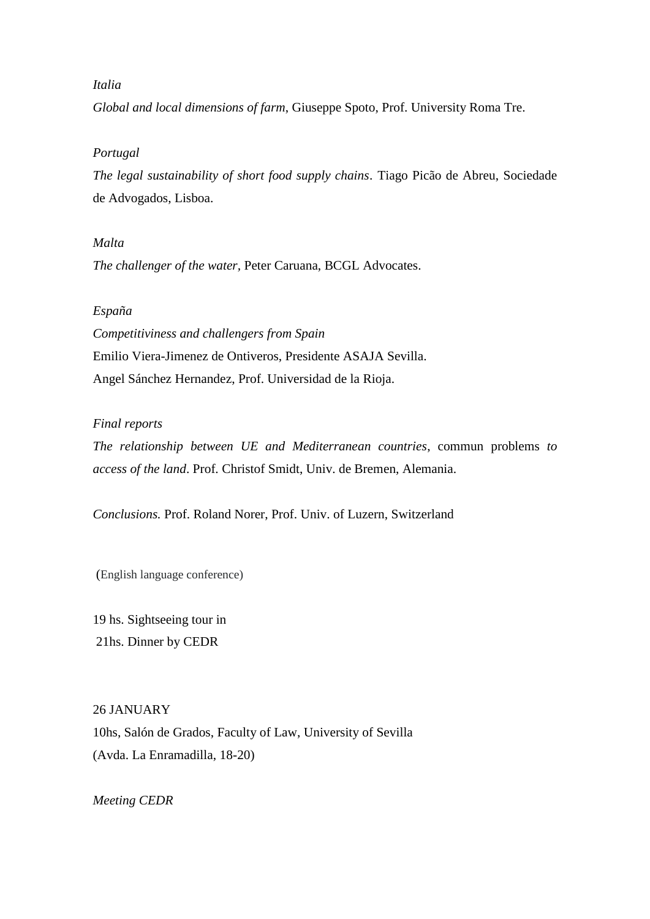*Italia*

*Global and local dimensions of farm*, Giuseppe Spoto, Prof. University Roma Tre.

*Portugal*

*The legal sustainability of short food supply chains*. Tiago Picão de Abreu, Sociedade de Advogados, Lisboa.

*Malta*

*The challenger of the water,* Peter Caruana, BCGL Advocates.

*España*

*Competitiviness and challengers from Spain*

Emilio Viera-Jimenez de Ontiveros, Presidente ASAJA Sevilla.

Angel Sánchez Hernandez, Prof. Universidad de la Rioja.

*Final reports*

*The relationship between UE and Mediterranean countries*, commun problems *to access of the land*. Prof. Christof Smidt, Univ. de Bremen, Alemania.

*Conclusions.* Prof. Roland Norer, Prof. Univ. of Luzern, Switzerland

(English language conference)

19 hs. Sightseeing tour in

21hs. Dinner by CEDR

26 JANUARY

10hs, Salón de Grados, Faculty of Law, University of Sevilla

(Avda. La Enramadilla, 18-20)

*Meeting CEDR*